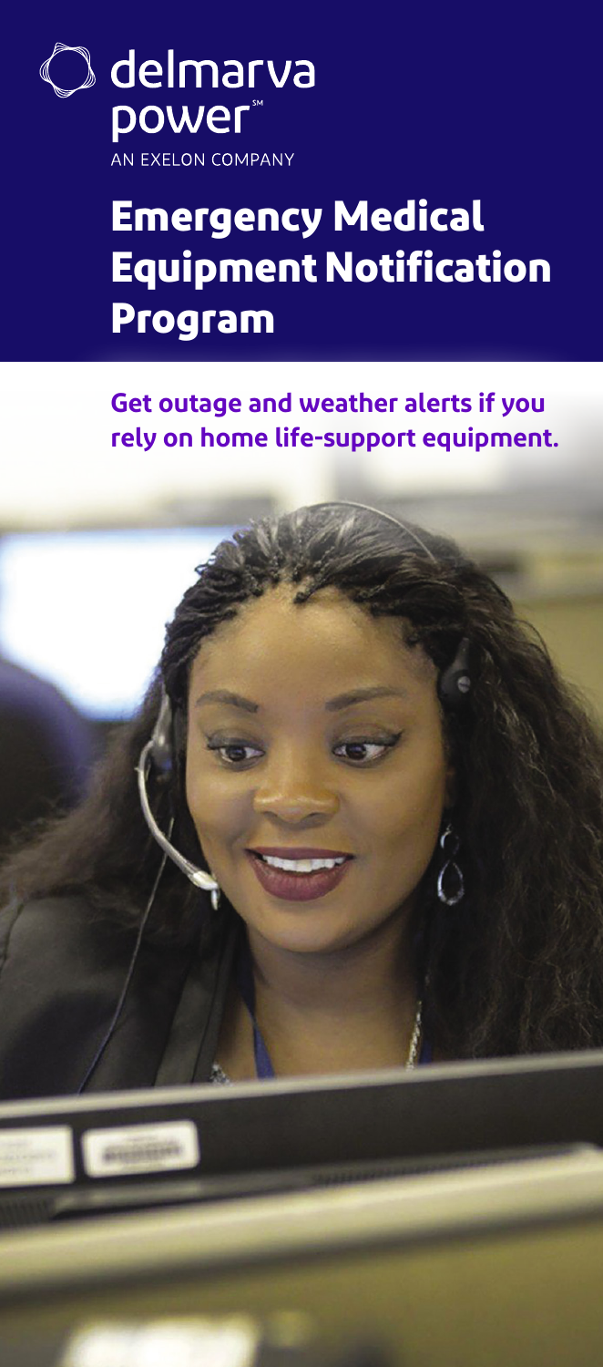delmarva power℠

AN EXELON COMPANY

# Emergency Medical Equipment Notification Program

**Get outage and weather alerts if you rely on home life-support equipment.**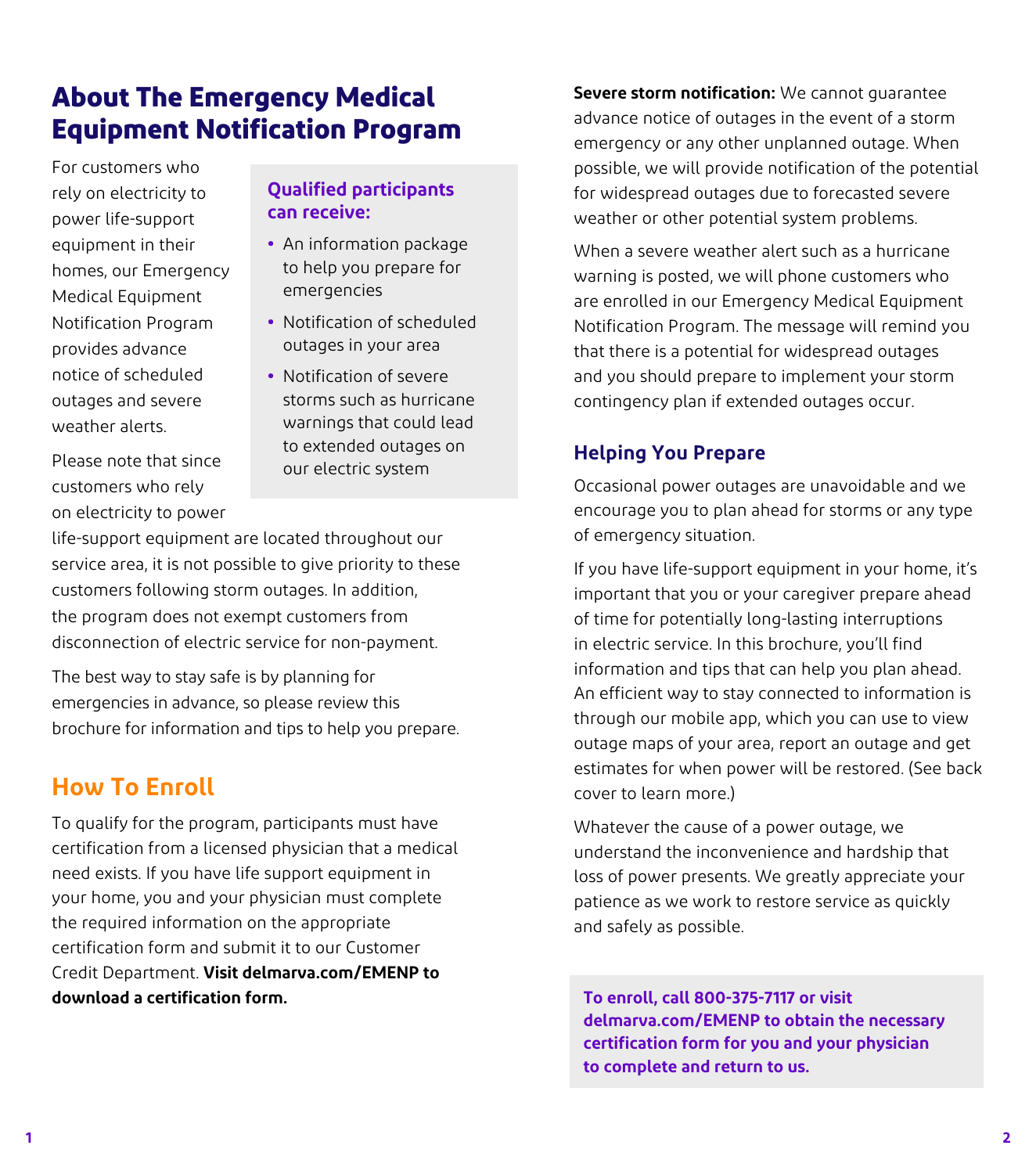# About The Emergency Medical Equipment Notification Program

For customers who rely on electricity to power life-support equipment in their homes, our Emergency Medical Equipment Notification Program provides advance notice of scheduled outages and severe weather alerts.

**Qualified participants can receive:**

- An information package to help you prepare for emergencies
- Notification of scheduled outages in your area
- Notification of severe storms such as hurricane warnings that could lead to extended outages on our electric system

Please note that since customers who rely on electricity to power life-support equipment are located throughout our service area, it is not possible to give priority to these customers following storm outages. In addition, the program does not exempt customers from disconnection of electric service for non-payment.

The best way to stay safe is by planning for emergencies in advance, so please review this brochure for information and tips to help you prepare.

## How To Enroll

To qualify for the program, participants must have certification from a licensed physician that a medical need exists. If you have life support equipment in your home, you and your physician must complete the required information on the appropriate certification form and submit it to our Customer Credit Department. **Visit delmarva.com/EMENP to download a certification form.**

**Severe storm notification:** We cannot guarantee advance notice of outages in the event of a storm emergency or any other unplanned outage. When possible, we will provide notification of the potential for widespread outages due to forecasted severe weather or other potential system problems.

When a severe weather alert such as a hurricane warning is posted, we will phone customers who are enrolled in our Emergency Medical Equipment Notification Program. The message will remind you that there is a potential for widespread outages and you should prepare to implement your storm contingency plan if extended outages occur.

## Helping You Prepare

Occasional power outages are unavoidable and we encourage you to plan ahead for storms or any type of emergency situation.

If you have life-support equipment in your home, it's important that you or your caregiver prepare ahead of time for potentially long-lasting interruptions in electric service. In this brochure, you'll find information and tips that can help you plan ahead. An efficient way to stay connected to information is through our mobile app, which you can use to view outage maps of your area, report an outage and get estimates for when power will be restored. (See back cover to learn more.)

Whatever the cause of a power outage, we understand the inconvenience and hardship that loss of power presents. We greatly appreciate your patience as we work to restore service as quickly and safely as possible.

**To enroll, call 800-375-7117 or visit delmarva.com/EMENP to obtain the necessary certification form for you and your physician to complete and return to us.**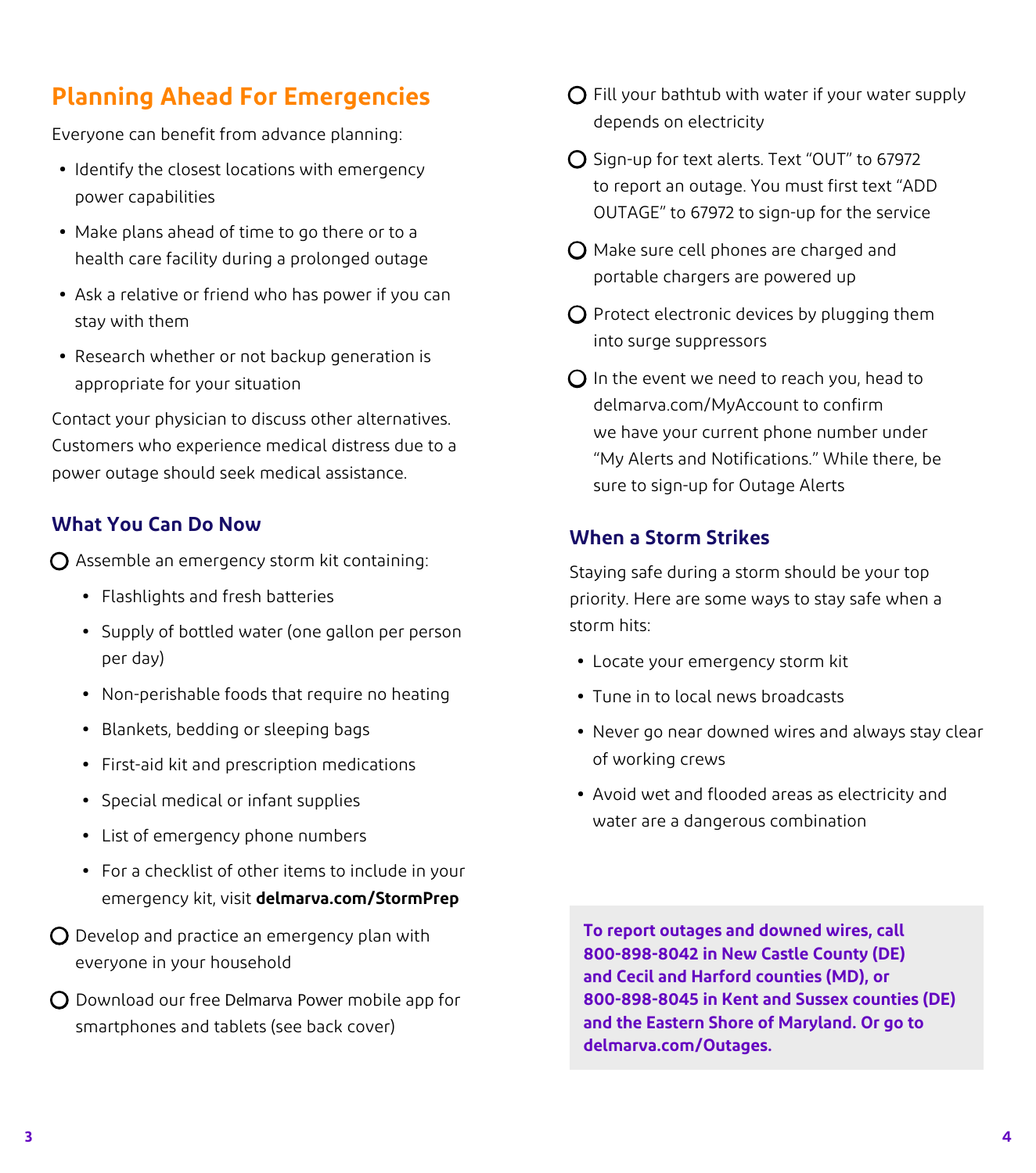## Planning Ahead For Emergencies

Everyone can benefit from advance planning:

- Identify the closest locations with emergency power capabilities
- Make plans ahead of time to go there or to a health care facility during a prolonged outage
- Ask a relative or friend who has power if you can stay with them
- Research whether or not backup generation is appropriate for your situation

Contact your physician to discuss other alternatives. Customers who experience medical distress due to a power outage should seek medical assistance.

### What You Can Do Now

- ☐ Assemble an emergency storm kit containing:
  - Flashlights and fresh batteries
  - Supply of bottled water (one gallon per person per day)
  - Non-perishable foods that require no heating
  - Blankets, bedding or sleeping bags
  - First-aid kit and prescription medications
  - Special medical or infant supplies
  - List of emergency phone numbers
  - For a checklist of other items to include in your emergency kit, visit **delmarva.com/StormPrep**
- ☐ Develop and practice an emergency plan with everyone in your household
- ☐ Download our free Delmarva Power mobile app for smartphones and tablets (see back cover)
- ☐ Fill your bathtub with water if your water supply depends on electricity
- ☐ Sign-up for text alerts. Text “OUT” to 67972 to report an outage. You must first text “ADD OUTAGE” to 67972 to sign-up for the service
- ☐ Make sure cell phones are charged and portable chargers are powered up
- ☐ Protect electronic devices by plugging them into surge suppressors
- ☐ In the event we need to reach you, head to delmarva.com/MyAccount to confirm we have your current phone number under “My Alerts and Notifications.” While there, be sure to sign-up for Outage Alerts

### When a Storm Strikes

Staying safe during a storm should be your top priority. Here are some ways to stay safe when a storm hits:

- Locate your emergency storm kit
- Tune in to local news broadcasts
- Never go near downed wires and always stay clear of working crews
- Avoid wet and flooded areas as electricity and water are a dangerous combination

**To report outages and downed wires, call 800-898-8042 in New Castle County (DE) and Cecil and Harford counties (MD), or 800-898-8045 in Kent and Sussex counties (DE) and the Eastern Shore of Maryland. Or go to delmarva.com/Outages.**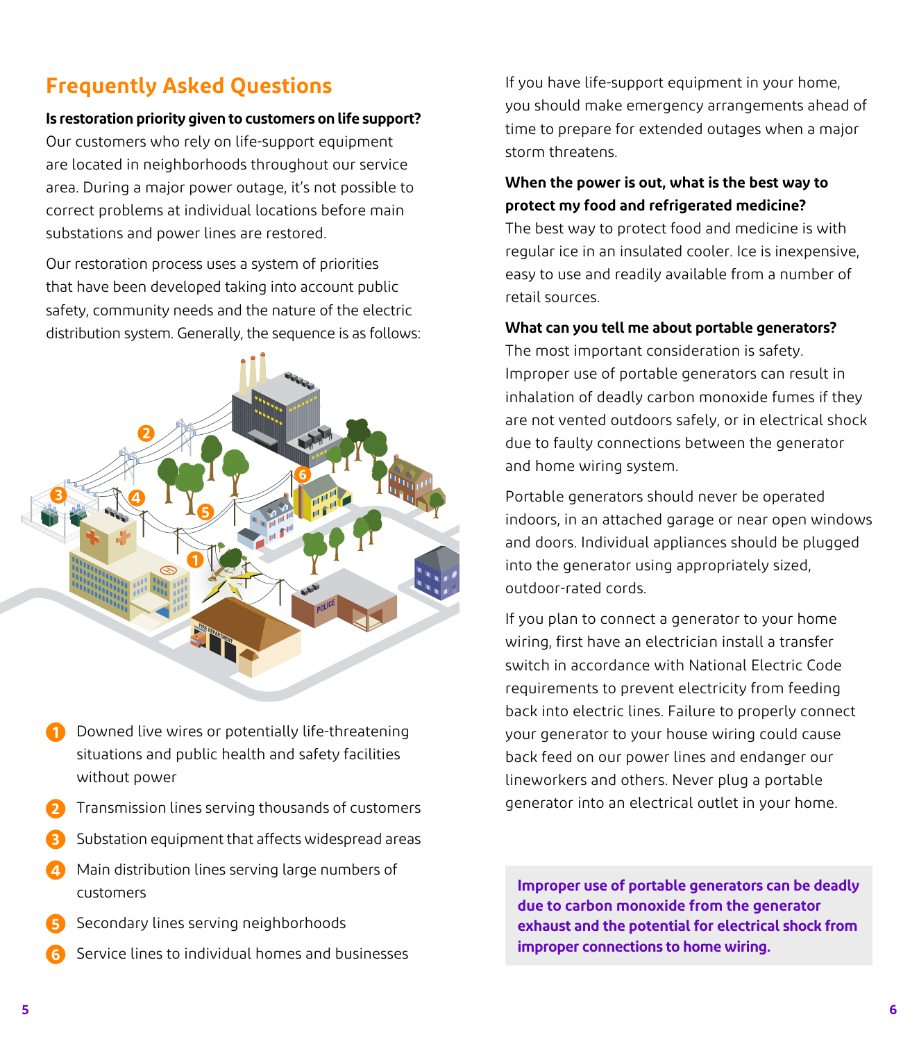## Frequently Asked Questions

**Is restoration priority given to customers on life support?**
Our customers who rely on life-support equipment are located in neighborhoods throughout our service area. During a major power outage, it's not possible to correct problems at individual locations before main substations and power lines are restored.

Our restoration process uses a system of priorities that have been developed taking into account public safety, community needs and the nature of the electric distribution system. Generally, the sequence is as follows:

1. Downed live wires or potentially life-threatening situations and public health and safety facilities without power
2. Transmission lines serving thousands of customers
3. Substation equipment that affects widespread areas
4. Main distribution lines serving large numbers of customers
5. Secondary lines serving neighborhoods
6. Service lines to individual homes and businesses

If you have life-support equipment in your home, you should make emergency arrangements ahead of time to prepare for extended outages when a major storm threatens.

**When the power is out, what is the best way to protect my food and refrigerated medicine?**
The best way to protect food and medicine is with regular ice in an insulated cooler. Ice is inexpensive, easy to use and readily available from a number of retail sources.

**What can you tell me about portable generators?**
The most important consideration is safety. Improper use of portable generators can result in inhalation of deadly carbon monoxide fumes if they are not vented outdoors safely, or in electrical shock due to faulty connections between the generator and home wiring system.

Portable generators should never be operated indoors, in an attached garage or near open windows and doors. Individual appliances should be plugged into the generator using appropriately sized, outdoor-rated cords.

If you plan to connect a generator to your home wiring, first have an electrician install a transfer switch in accordance with National Electric Code requirements to prevent electricity from feeding back into electric lines. Failure to properly connect your generator to your house wiring could cause back feed on our power lines and endanger our lineworkers and others. Never plug a portable generator into an electrical outlet in your home.

**Improper use of portable generators can be deadly due to carbon monoxide from the generator exhaust and the potential for electrical shock from improper connections to home wiring.**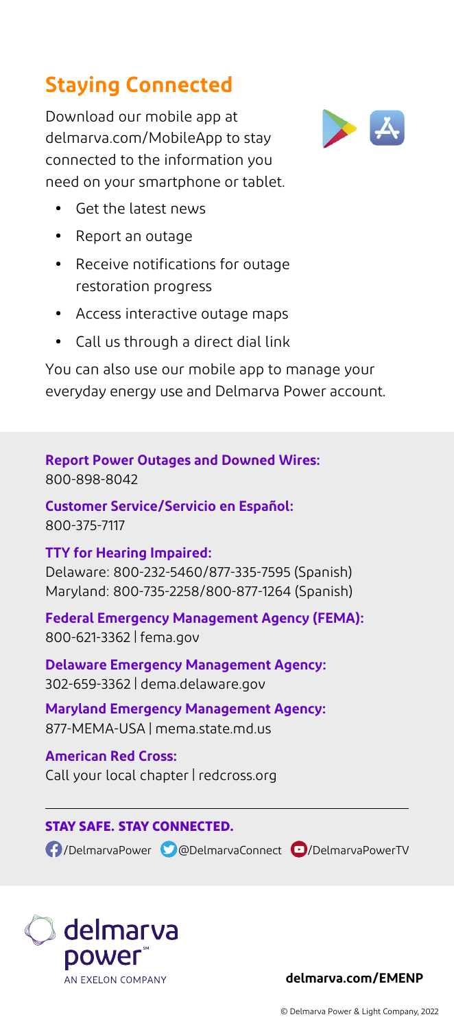## Staying Connected

Download our mobile app at delmarva.com/MobileApp to stay connected to the information you need on your smartphone or tablet.

- Get the latest news
- Report an outage
- Receive notifications for outage restoration progress
- Access interactive outage maps
- Call us through a direct dial link

You can also use our mobile app to manage your everyday energy use and Delmarva Power account.

**Report Power Outages and Downed Wires:**
800-898-8042

**Customer Service/Servicio en Español:**
800-375-7117

**TTY for Hearing Impaired:**
Delaware: 800-232-5460/877-335-7595 (Spanish)
Maryland: 800-735-2258/800-877-1264 (Spanish)

**Federal Emergency Management Agency (FEMA):**
800-621-3362 | fema.gov

**Delaware Emergency Management Agency:**
302-659-3362 | dema.delaware.gov

**Maryland Emergency Management Agency:**
877-MEMA-USA | mema.state.md.us

**American Red Cross:**
Call your local chapter | redcross.org

**STAY SAFE. STAY CONNECTED.**

/DelmarvaPower @DelmarvaConnect /DelmarvaPowerTV

delmarva power
AN EXELON COMPANY

**delmarva.com/EMENP**

© Delmarva Power & Light Company, 2022